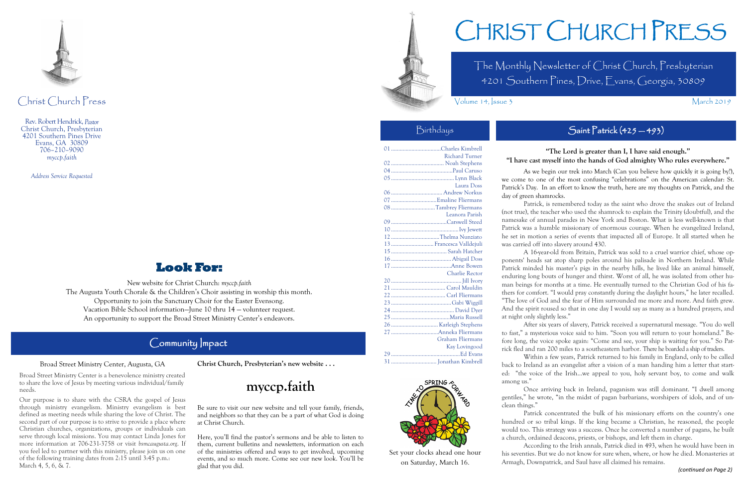# Christ Church Press

Rev. Robert Hendrick, *Pastor*
Christ Church, Presbyterian
4201 Southern Pines Drive
Evans, GA 30809
706-210-9090
*myccp.faith*

*Address Service Requested*

## Look For:

New website for Christ Church: *myccp.faith*
The Augusta Youth Chorale & the Children's Choir assisting in worship this month.
Opportunity to join the Sanctuary Choir for the Easter Evensong.
Vacation Bible School information—June 10 thru 14 — volunteer request.
An opportunity to support the Broad Street Ministry Center's endeavors.

## Community Impact

### Broad Street Ministry Center, Augusta, GA

Broad Street Ministry Center is a benevolence ministry created to share the love of Jesus by meeting various individual/family needs.

Our purpose is to share with the CSRA the gospel of Jesus through ministry evangelism. Ministry evangelism is best defined as meeting needs while sharing the love of Christ. The second part of our purpose is to strive to provide a place where Christian churches, organizations, groups or individuals can serve through local missions. You may contact Linda Jones for more information at 706-231-3758 or visit *bsmcaugusta.org*. If you feel led to partner with this ministry, please join us on one of the following training dates from 2:15 until 3:45 p.m.: March 4, 5, 6, & 7.

**Christ Church, Presbyterian's new website . . .**

## myccp.faith

Be sure to visit our new website and tell your family, friends, and neighbors so that they can be a part of what God is doing at Christ Church.

Here, you'll find the pastor's sermons and be able to listen to them, current bulletins and newsletters, information on each of the ministries offered and ways to get involved, upcoming events, and so much more. Come see our new look. You'll be glad that you did.

# Christ Church Press

The Monthly Newsletter of Christ Church, Presbyterian
4201 Southern Pines, Drive, Evans, Georgia, 30809

Volume 14, Issue 3 — March 2019

## Birthdays

| Date | Name |
|---|---|
| 01 | Charles Kimbrell |
| | Richard Turner |
| 02 | Noah Stephens |
| 04 | Paul Caruso |
| 05 | Lynn Black |
| | Laura Doss |
| 06 | Andrew Norkus |
| 07 | Emaline Fliermans |
| 08 | Tambrey Fliermans |
| | Leanora Parish |
| 09 | Carswell Steed |
| 10 | Ivy Jewett |
| 12 | Thelma Nunziato |
| 13 | Francesca Valldejuli |
| 15 | Sarah Hatcher |
| 16 | Abigail Doss |
| 17 | Anne Bowen |
| | Charlie Rector |
| 20 | Jill Ivory |
| 21 | Carol Mauldin |
| 22 | Carl Fliermans |
| 23 | Gabi Wiggill |
| 24 | David Dyer |
| 25 | Maria Russell |
| 26 | Karleigh Stephens |
| 27 | Anneka Fliermans |
| | Graham Fliermans |
| | Kay Lovingood |
| 29 | Ed Evans |
| 31 | Jonathan Kimbrell |

Set your clocks ahead one hour on Saturday, March 16.

## Saint Patrick (425 — 493)

**"The Lord is greater than I, I have said enough."**
**"I have cast myself into the hands of God almighty Who rules everywhere."**

As we begin our trek into March (Can you believe how quickly it is going by?), we come to one of the most confusing "celebrations" on the American calendar: St. Patrick's Day. In an effort to know the truth, here are my thoughts on Patrick, and the day of green shamrocks.

Patrick, is remembered today as the saint who drove the snakes out of Ireland (not true), the teacher who used the shamrock to explain the Trinity (doubtful), and the namesake of annual parades in New York and Boston. What is less well-known is that Patrick was a humble missionary of enormous courage. When he evangelized Ireland, he set in motion a series of events that impacted all of Europe. It all started when he was carried off into slavery around 430.

A 16-year-old from Britain, Patrick was sold to a cruel warrior chief, whose opponents' heads sat atop sharp poles around his palisade in Northern Ireland. While Patrick minded his master's pigs in the nearby hills, he lived like an animal himself, enduring long bouts of hunger and thirst. Worst of all, he was isolated from other human beings for months at a time. He eventually turned to the Christian God of his fathers for comfort. "I would pray constantly during the daylight hours," he later recalled. "The love of God and the fear of Him surrounded me more and more. And faith grew. And the spirit roused so that in one day I would say as many as a hundred prayers, and at night only slightly less."

After six years of slavery, Patrick received a supernatural message. "You do well to fast," a mysterious voice said to him. "Soon you will return to your homeland." Before long, the voice spoke again: "Come and see, your ship is waiting for you." So Patrick fled and ran 200 miles to a southeastern harbor. There he boarded a ship of traders.

Within a few years, Patrick returned to his family in England, only to be called back to Ireland as an evangelist after a vision of a man handing him a letter that started: "the voice of the Irish...we appeal to you, holy servant boy, to come and walk among us."

Once arriving back in Ireland, paganism was still dominant. "I dwell among gentiles," he wrote, "in the midst of pagan barbarians, worshipers of idols, and of unclean things."

Patrick concentrated the bulk of his missionary efforts on the country's one hundred or so tribal kings. If the king became a Christian, he reasoned, the people would too. This strategy was a success. Once he converted a number of pagans, he built a church, ordained deacons, priests, or bishops, and left them in charge.

According to the Irish annals, Patrick died in 493, when he would have been in his seventies. But we do not know for sure when, where, or how he died. Monasteries at Armagh, Downpatrick, and Saul have all claimed his remains.

*(continued on Page 2)*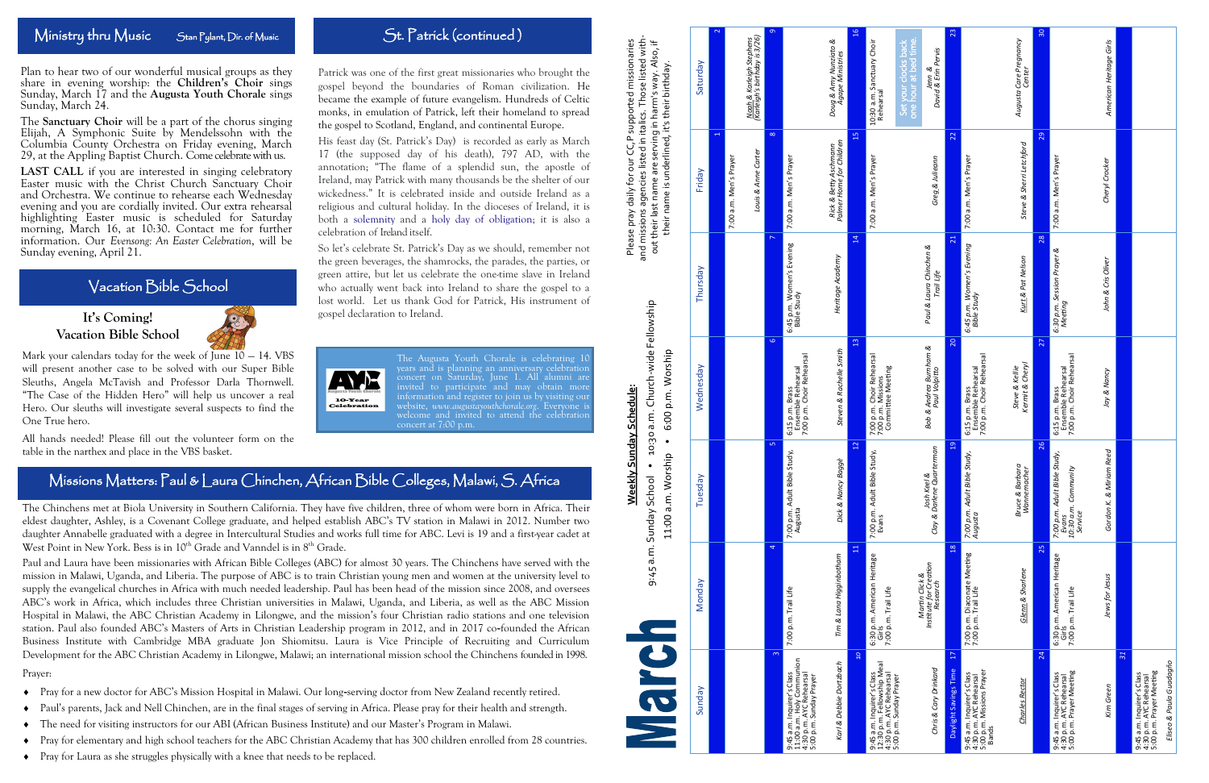## Ministry thru Music — Stan Pylant, Dir. of Music

Plan to hear two of our wonderful musical groups as they share in evening worship: the **Children's Choir** sings Sunday, March 17 and the **Augusta Youth Chorale** sings Sunday, March 24.

The **Sanctuary Choir** will be a part of the chorus singing Elijah, A Symphonic Suite by Mendelssohn with the Columbia County Orchestra on Friday evening, March 29, at the Appling Baptist Church. Come celebrate with us.

**LAST CALL** if you are interested in singing celebratory Easter music with the Christ Church Sanctuary Choir and Orchestra. We continue to rehearse each Wednesday evening and you are cordially invited. Our extra rehearsal highlighting Easter music is scheduled for Saturday morning, March 16, at 10:30. Contact me for further information. Our *Evensong: An Easter Celebration*, will be Sunday evening, April 21.

## Vacation Bible School

### It's Coming! Vacation Bible School

Mark your calendars today for the week of June 10 – 14. VBS will present another case to be solved with our Super Bible Sleuths, Angela McTavish and Professor Darla Thornwell. "The Case of the Hidden Hero" will help us uncover a real Hero. Our sleuths will investigate several suspects to find the One True hero.

All hands needed! Please fill out the volunteer form on the table in the narthex and place in the VBS basket.

## St. Patrick (continued)

Patrick was one of the first great missionaries who brought the gospel beyond the boundaries of Roman civilization. He became the example of future evangelism. Hundreds of Celtic monks, in emulation of Patrick, left their homeland to spread the gospel to Scotland, England, and continental Europe.

His feast day (St. Patrick's Day) is recorded as early as March 17 (the supposed day of his death), 797 AD, with the annotation; "The flame of a splendid sun, the apostle of Ireland, may Patrick with many thousands be the shelter of our wickedness." It is celebrated inside and outside Ireland as a religious and cultural holiday. In the dioceses of Ireland, it is both a solemnity and a holy day of obligation; it is also a celebration of Ireland itself.

So let's celebrate St. Patrick's Day as we should, remember not the green beverages, the shamrocks, the parades, the parties, or green attire, but let us celebrate the one-time slave in Ireland who actually went back into Ireland to share the gospel to a lost world. Let us thank God for Patrick, His instrument of gospel declaration to Ireland.

AYC Augusta Youth Chorale 10-Year Celebration

The Augusta Youth Chorale is celebrating 10 years and is planning an anniversary celebration concert on Saturday, June 1. All alumni are invited to participate and may obtain more information and register to join us by visiting our website, *www.augustayouthchorale.org*. Everyone is welcome and invited to attend the celebration concert at 7:00 p.m.

## Missions Matters: Paul & Laura Chinchen, African Bible Colleges, Malawi, S. Africa

The Chinchens met at Biola University in Southern California. They have five children, three of whom were born in Africa. Their eldest daughter, Ashley, is a Covenant College graduate, and helped establish ABC's TV station in Malawi in 2012. Number two daughter Annabelle graduated with a degree in Intercultural Studies and works full time for ABC. Levi is 19 and a first-year cadet at West Point in New York. Bess is in 10[th] Grade and Vanndel is in 8[th] Grade.

Paul and Laura have been missionaries with African Bible Colleges (ABC) for almost 30 years. The Chinchens have served with the mission in Malawi, Uganda, and Liberia. The purpose of ABC is to train Christian young men and women at the university level to supply the evangelical churches in Africa with much needed leadership. Paul has been head of the mission since 2008, and oversees ABC's work in Africa, which includes three Christian universities in Malawi, Uganda, and Liberia, as well as the ABC Mission Hospital in Malawi, the ABC Christian Academy in Lilongwe, and the mission's four Christian radio stations and one television station. Paul also founded ABC's Masters of Arts in Christian Leadership program in 2012, and in 2017 co-founded the African Business Institute with Cambridge MBA graduate Jon Shiomitsu. Laura is Vice Principle of Recruiting and Curriculum Development for the ABC Christian Academy in Lilongwe, Malawi; an international mission school the Chinchens founded in 1998.

Prayer:

- Pray for a new doctor for ABC's Mission Hospital in Malawi. Our long-serving doctor from New Zealand recently retired.
- Paul's parents, Jack and Nell Chinchen, are in the final stages of serving in Africa. Please pray for their health and strength.
- The need for visiting instructors for our ABI (African Business Institute) and our Master's Program in Malawi.
- Pray for elementary and high school teachers for the ABC Christian Academy that has 300 children enrolled from 28 countries.
- Pray for Laura as she struggles physically with a knee that needs to be replaced.

# March

**Weekly Sunday Schedule:**
9:45 a.m. Sunday School • 10:30 a.m. Church-wide Fellowship
11:00 a.m. Worship • 6:00 p.m. Worship

Please pray daily for our CCP supported missionaries and missions agencies listed in italics. Those listed without their last name are serving in harm's way. Also, if their name is underlined, it's their birthday.

| Sunday | Monday | Tuesday | Wednesday | Thursday | Friday | Saturday |
|---|---|---|---|---|---|---|
| | | | | | 1<br>7:00 a.m. Men's Prayer<br>*Louis & Anne Carter* | 2<br>*Noah & Karleigh Stephens (Karleigh's birthday is 3/26)* |
| 3<br>9:45 a.m. Inquirer's Class<br>11:00 a.m. Holy Communion<br>4:30 p.m. AYC Rehearsal<br>5:00 p.m. Sunday Prayer<br>*Karl & Debbie Dortzbach* | 4<br>7:00 p.m. Trail Life<br>*Tim & Lana Higginbotham* | 5<br>7:00 p.m. Adult Bible Study, Augusta<br>*Dick & Nancy Baggé* | 6<br>6:15 p.m. Brass Ensemble Rehearsal<br>7:00 p.m. Choir Rehearsal<br>*Steven & Rachelle Smith* | 7<br>6:45 p.m. Women's Evening Bible Study<br>*Heritage Academy* | 8<br>7:00 a.m. Men's Prayer<br>*Rick & Betty Aschmann Palmer Home for Children* | 9<br>*Doug & Amy Nunziato & Agape Ministries* |
| 10<br>9:45 a.m. Inquirer's Class<br>12:30 p.m. Fellowship Meal<br>4:30 p.m. AYC Rehearsal<br>5:00 p.m. Sunday Prayer<br>*Chris & Cary Drinkard* | 11<br>6:30 p.m. American Heritage Girls<br>7:00 p.m. Trail Life<br>*Martin Click & Institute for Creation Research* | 12<br>7:00 p.m. Adult Bible Study, Evans<br>*Josh Keel & Clay & Darlene Quarterman* | 13<br>7:00 p.m. Choir Rehearsal<br>7:00 p.m. Missions Committee Meeting<br>*Bob & Andrea Burnham & Paul Volpitto* | 14<br>*Paul & Laura Chinchen & Trail Life* | 15<br>7:00 a.m. Men's Prayer<br>*Greg & Julieann* | 16<br>10:30 a.m. Sanctuary Choir Rehearsal<br>Set your clocks back one hour at bed time.<br>*Jenn & David & Erin Pervis* |
| 17<br>Daylight Savings Time<br>9:45 a.m. Inquirer's Class<br>4:30 p.m. AYC Rehearsal<br>5:00 p.m. Missions Prayer Bands<br>*Charles Rector* | 18<br>7:00 p.m. Diaconate Meeting<br>7:00 p.m. Trail Life<br>*Glenn & Sharlene* | 19<br>7:00 p.m. Adult Bible Study, Augusta<br>*Bruce & Barbara Wannemacher* | 20<br>6:15 p.m. Brass Ensemble Rehearsal<br>7:00 p.m. Choir Rehearsal<br>*Steve & Kellie Kermit & Cheryl* | 21<br>6:45 p.m. Women's Evening Bible Study<br>*Kurt & Pat Nelson* | 22<br>7:00 a.m. Men's Prayer<br>*Steve & Sherri Letchford* | 23<br>*Augusta Care Pregnancy Center* |
| 24<br>9:45 a.m. Inquirer's Class<br>4:30 p.m. AYC Rehearsal<br>5:00 p.m. Prayer Meeting<br>*Kim Green* | 25<br>6:30 p.m. American Heritage Girls<br>7:00 p.m. Trail Life<br>*Jews for Jesus* | 26<br>7:00 p.m. Adult Bible Study, Evans<br>10:30 a.m. Community Service<br>*Gordon K. & Miriam Reed* | 27<br>6:15 p.m. Brass Ensemble Rehearsal<br>7:00 p.m. Choir Rehearsal<br>*Jay & Nancy* | 28<br>6:30 p.m. Session Prayer & Meeting<br>*John & Cris Oliver* | 29<br>7:00 a.m. Men's Prayer<br>*Cheryl Crocker* | 30<br>*American Heritage Girls* |
| 31<br>9:45 a.m. Inquirer's Class<br>4:30 p.m. AYC Rehearsal<br>5:00 p.m. Prayer Meeting<br>*Eliseo & Paula Guadagño* | | | | | | |